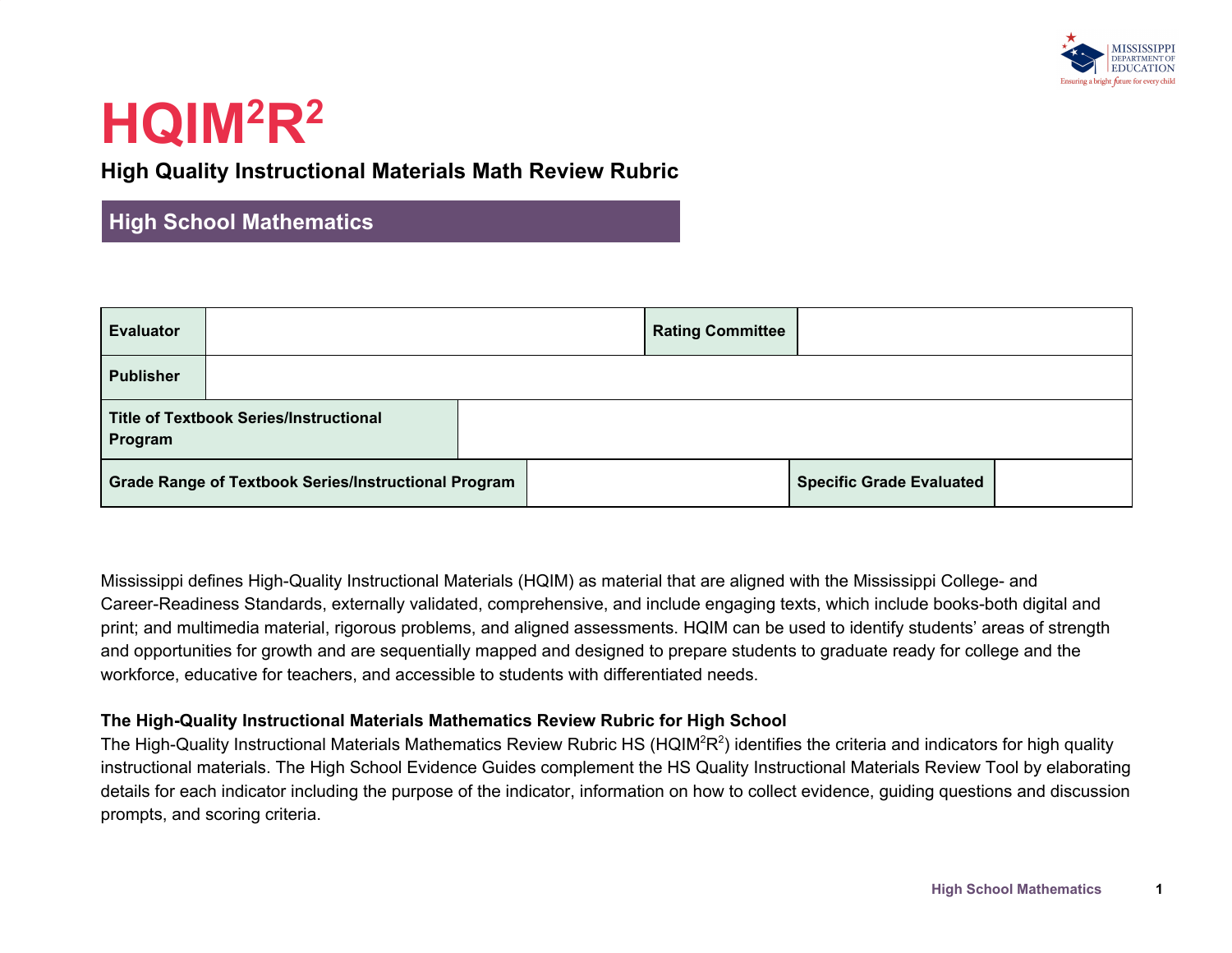# HQIM$^2$R$^2$

## High Quality Instructional Materials Math Review Rubric

### High School Mathematics

| Evaluator | | Rating Committee | |
|---|---|---|---|
| Publisher | | | |
| Title of Textbook Series/Instructional Program | | | |
| Grade Range of Textbook Series/Instructional Program | | Specific Grade Evaluated | |

Mississippi defines High-Quality Instructional Materials (HQIM) as material that are aligned with the Mississippi College- and Career-Readiness Standards, externally validated, comprehensive, and include engaging texts, which include books-both digital and print; and multimedia material, rigorous problems, and aligned assessments. HQIM can be used to identify students' areas of strength and opportunities for growth and are sequentially mapped and designed to prepare students to graduate ready for college and the workforce, educative for teachers, and accessible to students with differentiated needs.

**The High-Quality Instructional Materials Mathematics Review Rubric for High School**

The High-Quality Instructional Materials Mathematics Review Rubric HS (HQIM$^2$R$^2$) identifies the criteria and indicators for high quality instructional materials. The High School Evidence Guides complement the HS Quality Instructional Materials Review Tool by elaborating details for each indicator including the purpose of the indicator, information on how to collect evidence, guiding questions and discussion prompts, and scoring criteria.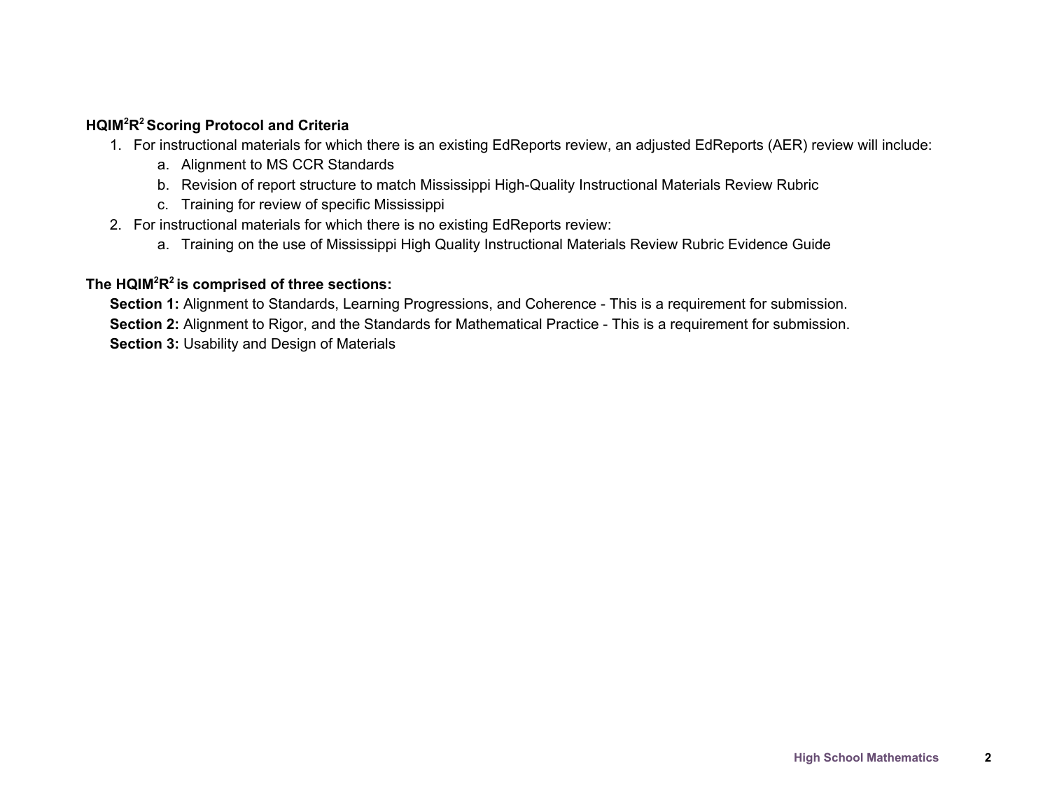**HQIM$^2$R$^2$ Scoring Protocol and Criteria**

1. For instructional materials for which there is an existing EdReports review, an adjusted EdReports (AER) review will include:
   a. Alignment to MS CCR Standards
   b. Revision of report structure to match Mississippi High-Quality Instructional Materials Review Rubric
   c. Training for review of specific Mississippi
2. For instructional materials for which there is no existing EdReports review:
   a. Training on the use of Mississippi High Quality Instructional Materials Review Rubric Evidence Guide

**The HQIM$^2$R$^2$ is comprised of three sections:**

**Section 1:** Alignment to Standards, Learning Progressions, and Coherence - This is a requirement for submission.

**Section 2:** Alignment to Rigor, and the Standards for Mathematical Practice - This is a requirement for submission.

**Section 3:** Usability and Design of Materials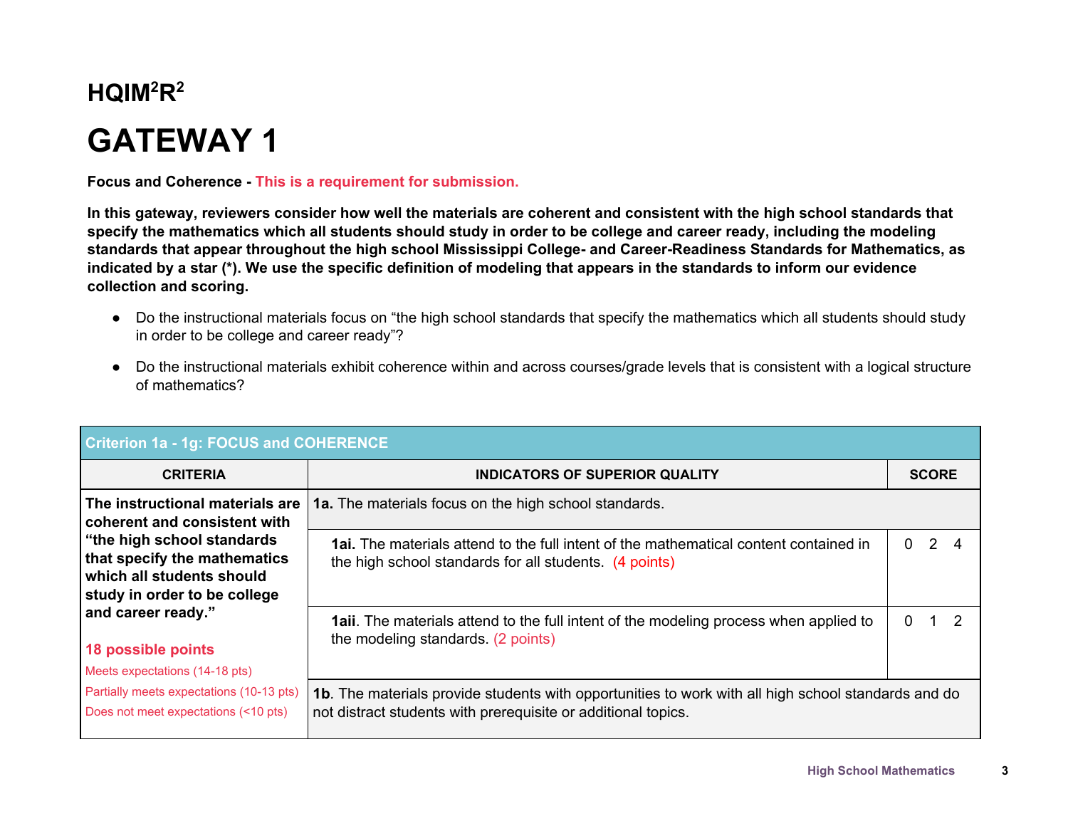# HQIM$^2$R$^2$

# GATEWAY 1

**Focus and Coherence - This is a requirement for submission.**

**In this gateway, reviewers consider how well the materials are coherent and consistent with the high school standards that specify the mathematics which all students should study in order to be college and career ready, including the modeling standards that appear throughout the high school Mississippi College- and Career-Readiness Standards for Mathematics, as indicated by a star (*). We use the specific definition of modeling that appears in the standards to inform our evidence collection and scoring.**

- Do the instructional materials focus on "the high school standards that specify the mathematics which all students should study in order to be college and career ready"?
- Do the instructional materials exhibit coherence within and across courses/grade levels that is consistent with a logical structure of mathematics?

| Criterion 1a - 1g: FOCUS and COHERENCE | | |
|---|---|---|
| **CRITERIA** | **INDICATORS OF SUPERIOR QUALITY** | **SCORE** |
| **The instructional materials are coherent and consistent with "the high school standards that specify the mathematics which all students should study in order to be college and career ready."**<br><br>**18 possible points**<br>Meets expectations (14-18 pts)<br>Partially meets expectations (10-13 pts)<br>Does not meet expectations (<10 pts) | **1a.** The materials focus on the high school standards. | |
| | **1ai.** The materials attend to the full intent of the mathematical content contained in the high school standards for all students. (4 points) | 0 2 4 |
| | **1aii**. The materials attend to the full intent of the modeling process when applied to the modeling standards. (2 points) | 0 1 2 |
| | **1b**. The materials provide students with opportunities to work with all high school standards and do not distract students with prerequisite or additional topics. | |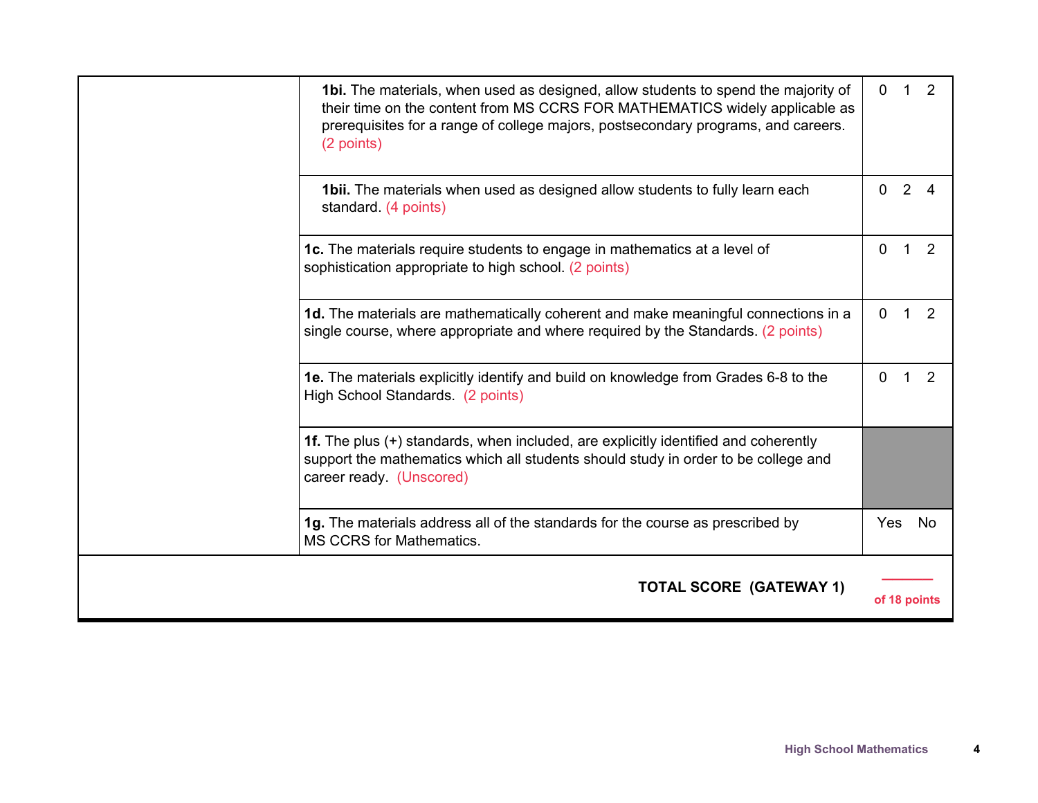| | | |
|---|---|---|
| | **1bi.** The materials, when used as designed, allow students to spend the majority of their time on the content from MS CCRS FOR MATHEMATICS widely applicable as prerequisites for a range of college majors, postsecondary programs, and careers. (2 points) | 0 1 2 |
| | **1bii.** The materials when used as designed allow students to fully learn each standard. (4 points) | 0 2 4 |
| | **1c.** The materials require students to engage in mathematics at a level of sophistication appropriate to high school. (2 points) | 0 1 2 |
| | **1d.** The materials are mathematically coherent and make meaningful connections in a single course, where appropriate and where required by the Standards. (2 points) | 0 1 2 |
| | **1e.** The materials explicitly identify and build on knowledge from Grades 6-8 to the High School Standards. (2 points) | 0 1 2 |
| | **1f.** The plus (+) standards, when included, are explicitly identified and coherently support the mathematics which all students should study in order to be college and career ready. (Unscored) | |
| | **1g.** The materials address all of the standards for the course as prescribed by MS CCRS for Mathematics. | Yes No |
| | **TOTAL SCORE (GATEWAY 1)** | ______ **of 18 points** |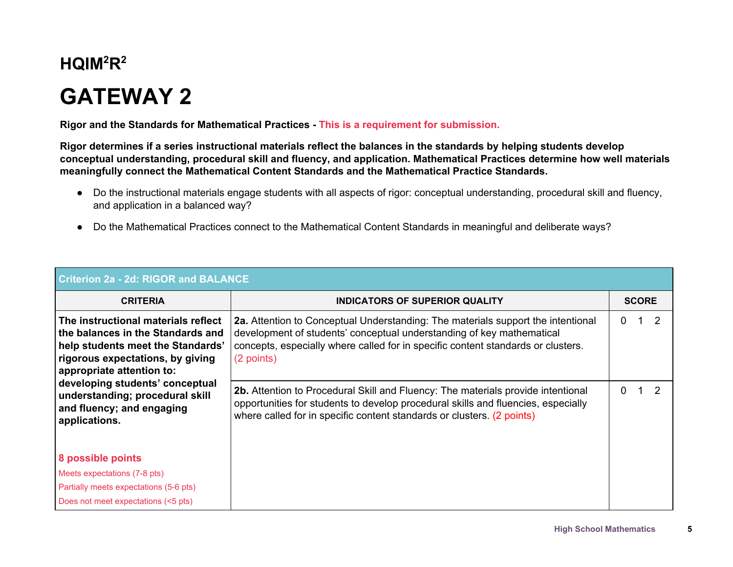## HQIM$^2$R$^2$

# GATEWAY 2

**Rigor and the Standards for Mathematical Practices - This is a requirement for submission.**

**Rigor determines if a series instructional materials reflect the balances in the standards by helping students develop conceptual understanding, procedural skill and fluency, and application. Mathematical Practices determine how well materials meaningfully connect the Mathematical Content Standards and the Mathematical Practice Standards.**

- Do the instructional materials engage students with all aspects of rigor: conceptual understanding, procedural skill and fluency, and application in a balanced way?
- Do the Mathematical Practices connect to the Mathematical Content Standards in meaningful and deliberate ways?

| Criterion 2a - 2d: RIGOR and BALANCE | | |
|---|---|---|
| **CRITERIA** | **INDICATORS OF SUPERIOR QUALITY** | **SCORE** |
| **The instructional materials reflect the balances in the Standards and help students meet the Standards' rigorous expectations, by giving appropriate attention to: developing students' conceptual understanding; procedural skill and fluency; and engaging applications.**<br><br>**8 possible points**<br>Meets expectations (7-8 pts)<br>Partially meets expectations (5-6 pts)<br>Does not meet expectations (<5 pts) | **2a.** Attention to Conceptual Understanding: The materials support the intentional development of students' conceptual understanding of key mathematical concepts, especially where called for in specific content standards or clusters. (2 points) | 0 1 2 |
| | **2b.** Attention to Procedural Skill and Fluency: The materials provide intentional opportunities for students to develop procedural skills and fluencies, especially where called for in specific content standards or clusters. (2 points) | 0 1 2 |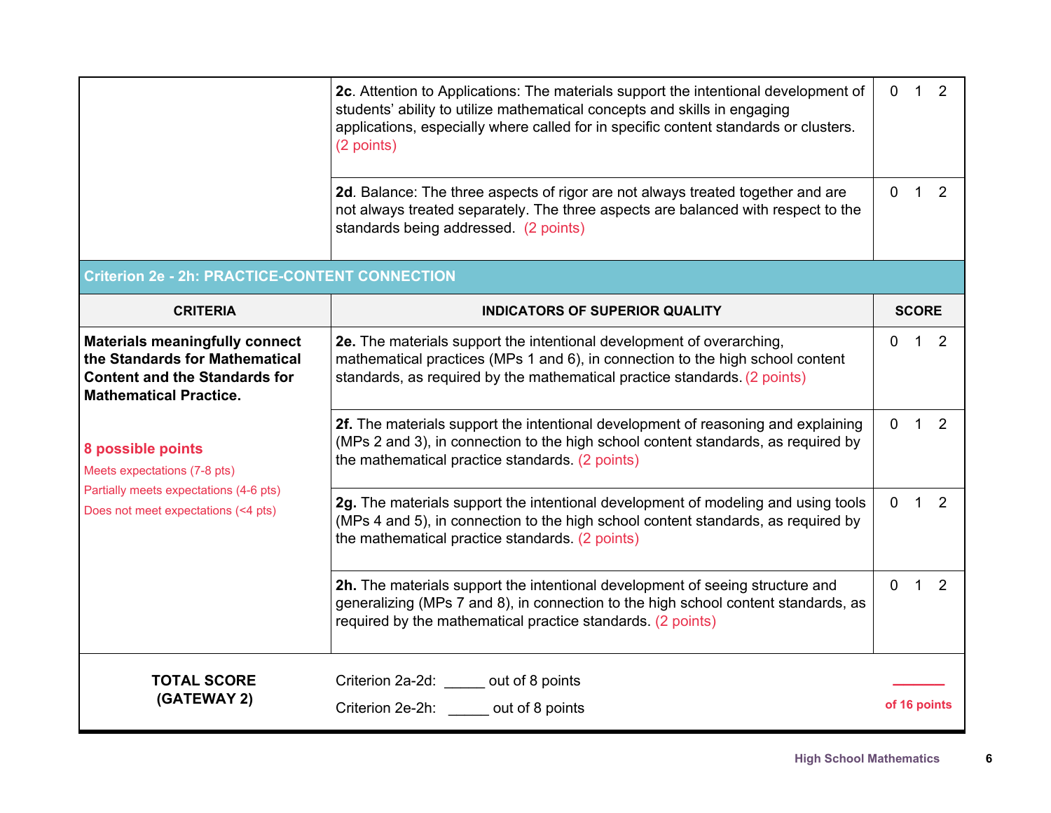| | | |
|---|---|---|
| | **2c**. Attention to Applications: The materials support the intentional development of students' ability to utilize mathematical concepts and skills in engaging applications, especially where called for in specific content standards or clusters. (2 points) | 0 1 2 |
| | **2d**. Balance: The three aspects of rigor are not always treated together and are not always treated separately. The three aspects are balanced with respect to the standards being addressed. (2 points) | 0 1 2 |

**Criterion 2e - 2h: PRACTICE-CONTENT CONNECTION**

| CRITERIA | INDICATORS OF SUPERIOR QUALITY | SCORE |
|---|---|---|
| **Materials meaningfully connect the Standards for Mathematical Content and the Standards for Mathematical Practice.**<br><br>**8 possible points**<br>Meets expectations (7-8 pts)<br>Partially meets expectations (4-6 pts)<br>Does not meet expectations (<4 pts) | **2e.** The materials support the intentional development of overarching, mathematical practices (MPs 1 and 6), in connection to the high school content standards, as required by the mathematical practice standards. (2 points) | 0 1 2 |
| | **2f.** The materials support the intentional development of reasoning and explaining (MPs 2 and 3), in connection to the high school content standards, as required by the mathematical practice standards. (2 points) | 0 1 2 |
| | **2g.** The materials support the intentional development of modeling and using tools (MPs 4 and 5), in connection to the high school content standards, as required by the mathematical practice standards. (2 points) | 0 1 2 |
| | **2h.** The materials support the intentional development of seeing structure and generalizing (MPs 7 and 8), in connection to the high school content standards, as required by the mathematical practice standards. (2 points) | 0 1 2 |
| **TOTAL SCORE (GATEWAY 2)** | Criterion 2a-2d: _____ out of 8 points<br>Criterion 2e-2h: _____ out of 8 points | _____ of 16 points |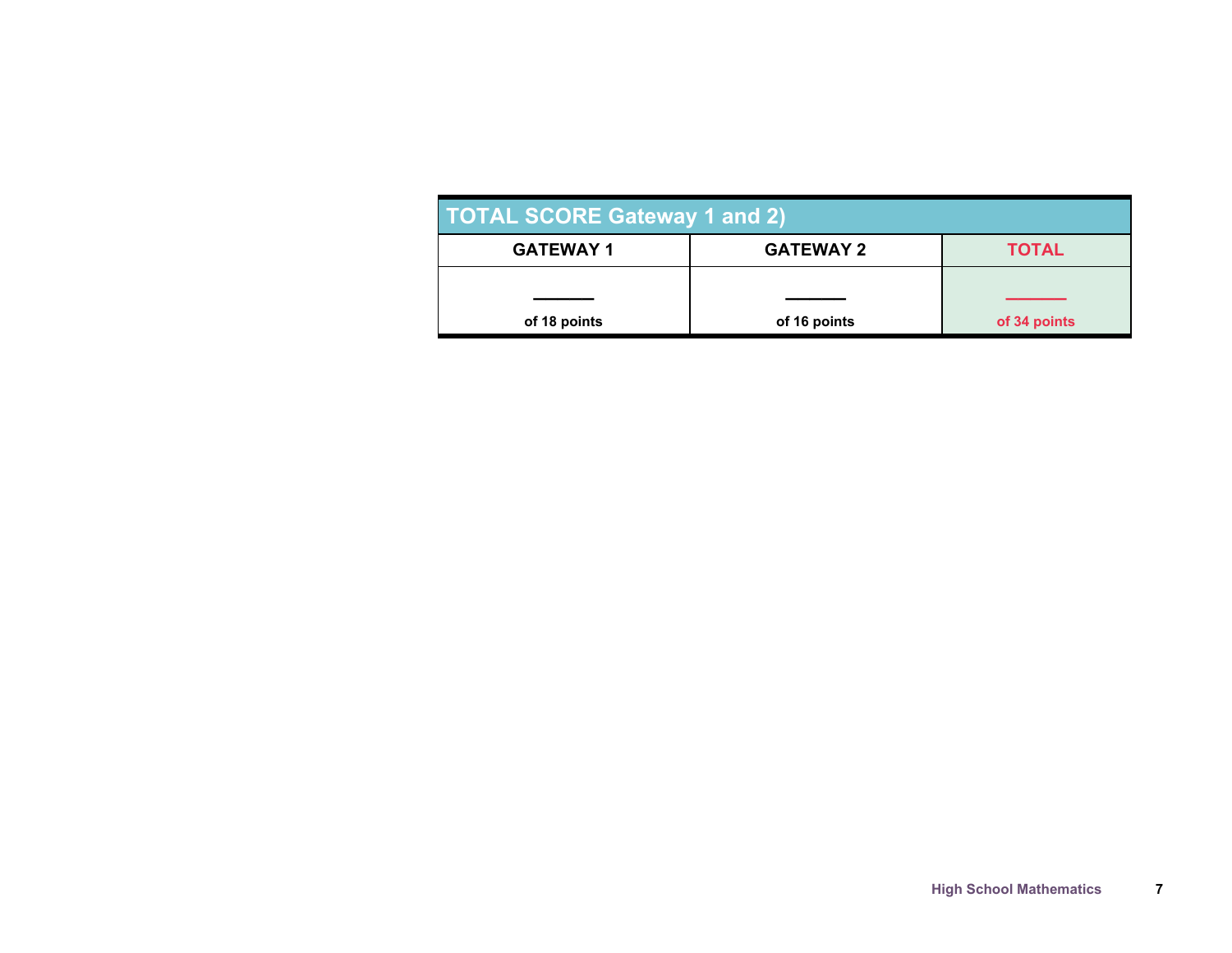| TOTAL SCORE Gateway 1 and 2) | | |
|---|---|---|
| **GATEWAY 1** | **GATEWAY 2** | **TOTAL** |
| ______ of 18 points | ______ of 16 points | ______ of 34 points |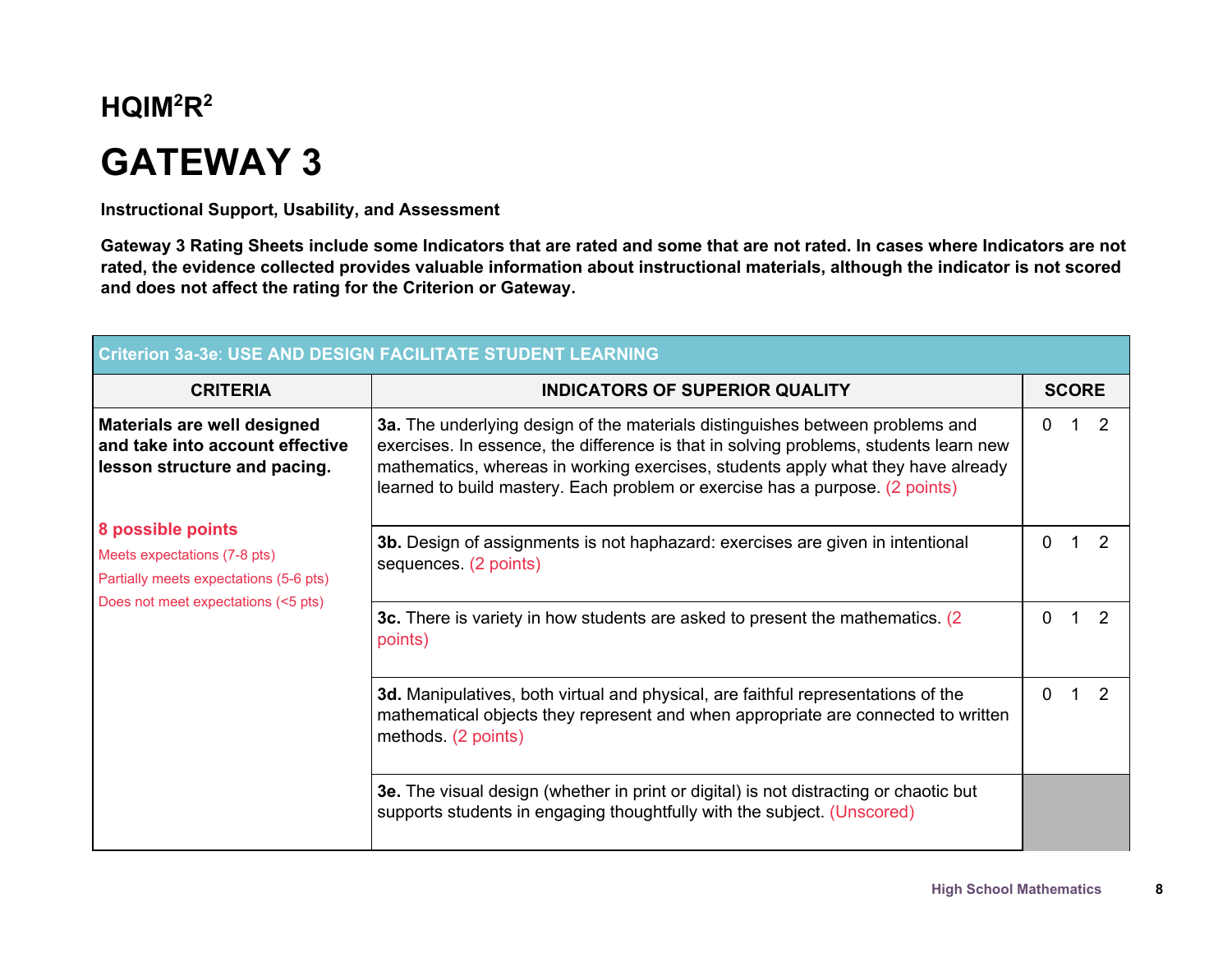**HQIM²R²**

# GATEWAY 3

**Instructional Support, Usability, and Assessment**

**Gateway 3 Rating Sheets include some Indicators that are rated and some that are not rated. In cases where Indicators are not rated, the evidence collected provides valuable information about instructional materials, although the indicator is not scored and does not affect the rating for the Criterion or Gateway.**

| **Criterion 3a-3e**: USE AND DESIGN FACILITATE STUDENT LEARNING | | |
|---|---|---|
| **CRITERIA** | **INDICATORS OF SUPERIOR QUALITY** | **SCORE** |
| **Materials are well designed and take into account effective lesson structure and pacing.**<br><br>**8 possible points**<br>Meets expectations (7-8 pts)<br>Partially meets expectations (5-6 pts)<br>Does not meet expectations (<5 pts) | **3a.** The underlying design of the materials distinguishes between problems and exercises. In essence, the difference is that in solving problems, students learn new mathematics, whereas in working exercises, students apply what they have already learned to build mastery. Each problem or exercise has a purpose. (2 points) | 0 1 2 |
| | **3b.** Design of assignments is not haphazard: exercises are given in intentional sequences. (2 points) | 0 1 2 |
| | **3c.** There is variety in how students are asked to present the mathematics. (2 points) | 0 1 2 |
| | **3d.** Manipulatives, both virtual and physical, are faithful representations of the mathematical objects they represent and when appropriate are connected to written methods. (2 points) | 0 1 2 |
| | **3e.** The visual design (whether in print or digital) is not distracting or chaotic but supports students in engaging thoughtfully with the subject. (Unscored) | |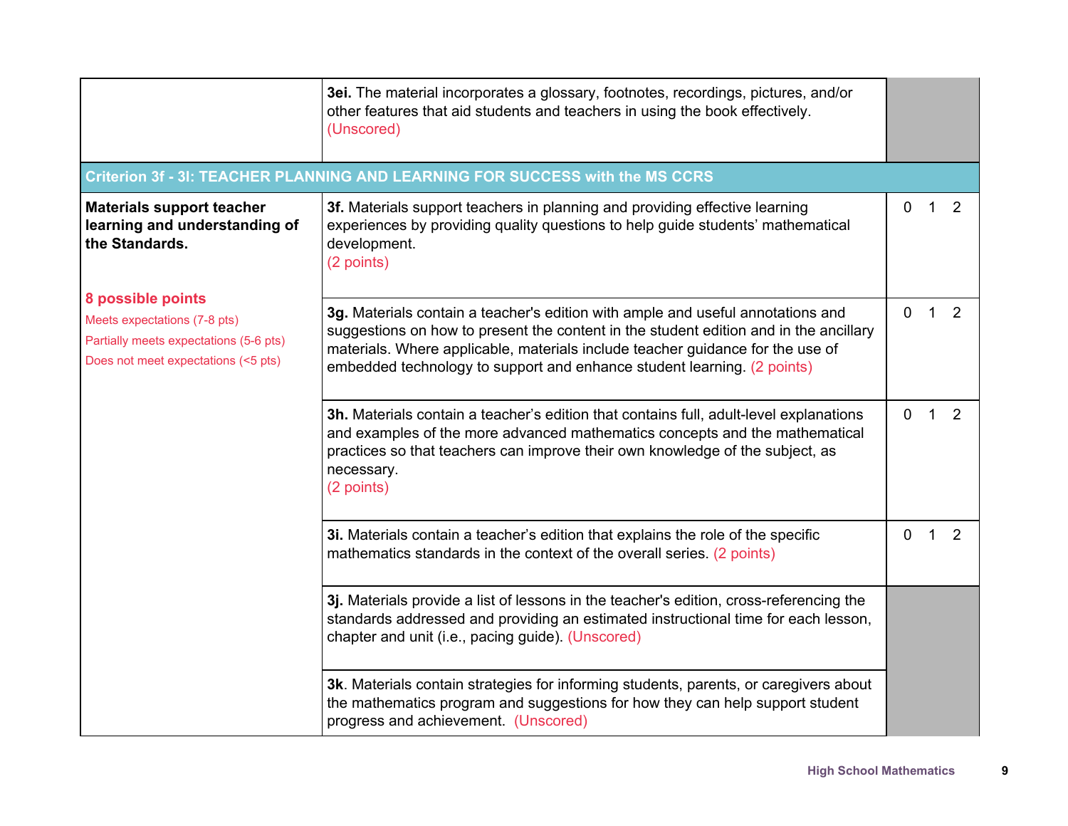| | | |
|---|---|---|
| | **3ei.** The material incorporates a glossary, footnotes, recordings, pictures, and/or other features that aid students and teachers in using the book effectively. (Unscored) | |
| **Criterion 3f - 3l: TEACHER PLANNING AND LEARNING FOR SUCCESS with the MS CCRS** | | |
| **Materials support teacher learning and understanding of the Standards.**<br><br>**8 possible points**<br>Meets expectations (7-8 pts)<br>Partially meets expectations (5-6 pts)<br>Does not meet expectations (<5 pts) | **3f.** Materials support teachers in planning and providing effective learning experiences by providing quality questions to help guide students' mathematical development.<br>(2 points) | 0 1 2 |
| | **3g.** Materials contain a teacher's edition with ample and useful annotations and suggestions on how to present the content in the student edition and in the ancillary materials. Where applicable, materials include teacher guidance for the use of embedded technology to support and enhance student learning. (2 points) | 0 1 2 |
| | **3h.** Materials contain a teacher's edition that contains full, adult-level explanations and examples of the more advanced mathematics concepts and the mathematical practices so that teachers can improve their own knowledge of the subject, as necessary.<br>(2 points) | 0 1 2 |
| | **3i.** Materials contain a teacher's edition that explains the role of the specific mathematics standards in the context of the overall series. (2 points) | 0 1 2 |
| | **3j.** Materials provide a list of lessons in the teacher's edition, cross-referencing the standards addressed and providing an estimated instructional time for each lesson, chapter and unit (i.e., pacing guide). (Unscored) | |
| | **3k**. Materials contain strategies for informing students, parents, or caregivers about the mathematics program and suggestions for how they can help support student progress and achievement. (Unscored) | |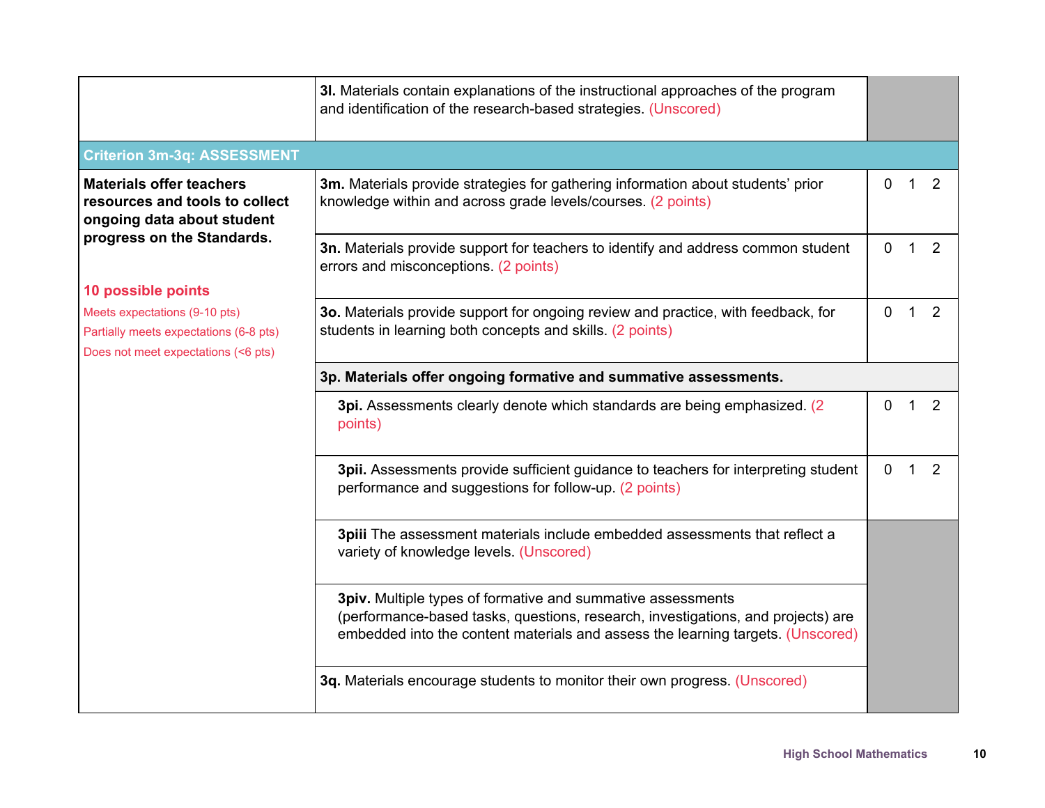| | | |
|---|---|---|
| | **3l.** Materials contain explanations of the instructional approaches of the program and identification of the research-based strategies. (Unscored) | |
| **Criterion 3m-3q: ASSESSMENT** | | |
| **Materials offer teachers resources and tools to collect ongoing data about student progress on the Standards.**<br><br>**10 possible points**<br>Meets expectations (9-10 pts)<br>Partially meets expectations (6-8 pts)<br>Does not meet expectations (<6 pts) | **3m.** Materials provide strategies for gathering information about students' prior knowledge within and across grade levels/courses. (2 points) | 0 1 2 |
| | **3n.** Materials provide support for teachers to identify and address common student errors and misconceptions. (2 points) | 0 1 2 |
| | **3o.** Materials provide support for ongoing review and practice, with feedback, for students in learning both concepts and skills. (2 points) | 0 1 2 |
| | **3p. Materials offer ongoing formative and summative assessments.** | |
| | **3pi.** Assessments clearly denote which standards are being emphasized. (2 points) | 0 1 2 |
| | **3pii.** Assessments provide sufficient guidance to teachers for interpreting student performance and suggestions for follow-up. (2 points) | 0 1 2 |
| | **3piii** The assessment materials include embedded assessments that reflect a variety of knowledge levels. (Unscored) | |
| | **3piv.** Multiple types of formative and summative assessments (performance-based tasks, questions, research, investigations, and projects) are embedded into the content materials and assess the learning targets. (Unscored) | |
| | **3q.** Materials encourage students to monitor their own progress. (Unscored) | |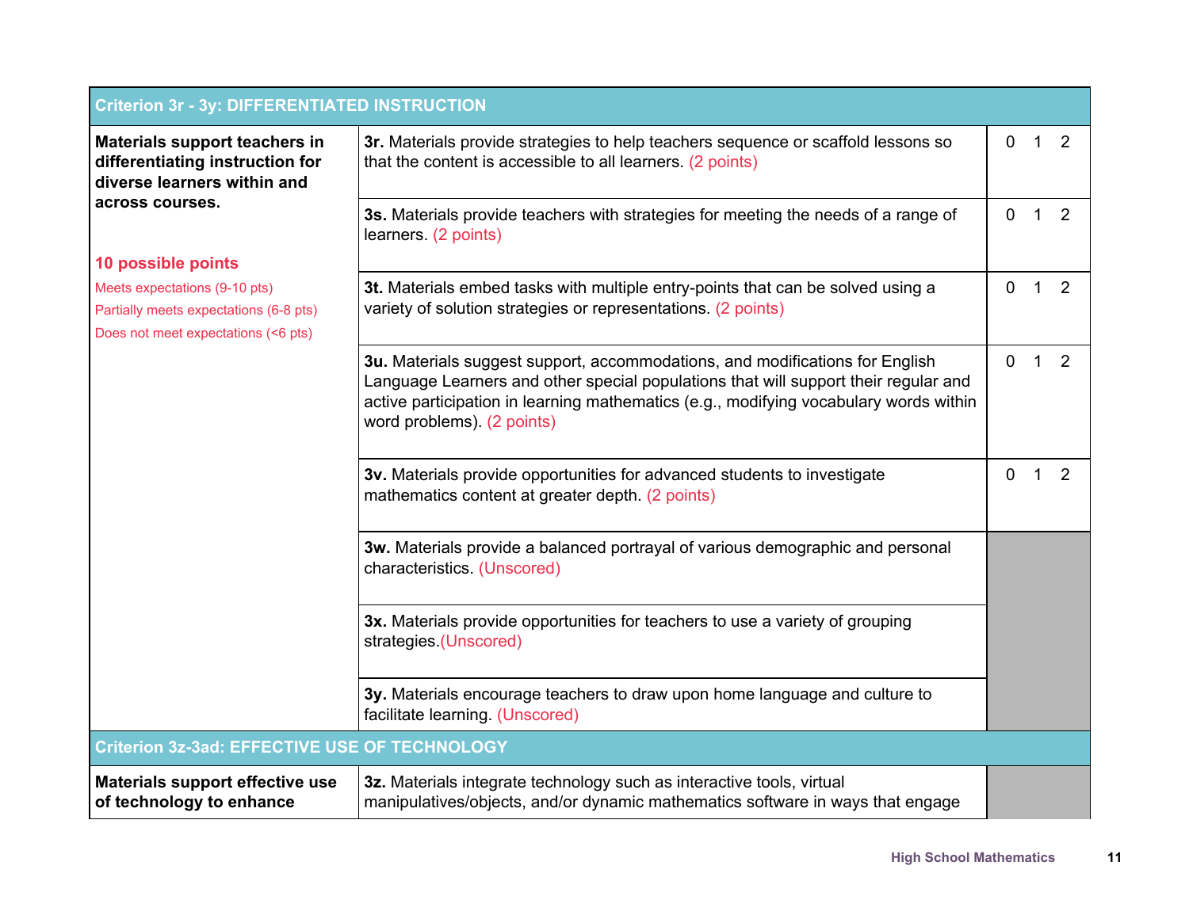| Criterion 3r - 3y: DIFFERENTIATED INSTRUCTION | | |
|---|---|---|
| **Materials support teachers in differentiating instruction for diverse learners within and across courses.**<br><br>**10 possible points**<br>Meets expectations (9-10 pts)<br>Partially meets expectations (6-8 pts)<br>Does not meet expectations (<6 pts) | **3r.** Materials provide strategies to help teachers sequence or scaffold lessons so that the content is accessible to all learners. (2 points) | 0 1 2 |
| | **3s.** Materials provide teachers with strategies for meeting the needs of a range of learners. (2 points) | 0 1 2 |
| | **3t.** Materials embed tasks with multiple entry-points that can be solved using a variety of solution strategies or representations. (2 points) | 0 1 2 |
| | **3u.** Materials suggest support, accommodations, and modifications for English Language Learners and other special populations that will support their regular and active participation in learning mathematics (e.g., modifying vocabulary words within word problems). (2 points) | 0 1 2 |
| | **3v.** Materials provide opportunities for advanced students to investigate mathematics content at greater depth. (2 points) | 0 1 2 |
| | **3w.** Materials provide a balanced portrayal of various demographic and personal characteristics. (Unscored) | |
| | **3x.** Materials provide opportunities for teachers to use a variety of grouping strategies.(Unscored) | |
| | **3y.** Materials encourage teachers to draw upon home language and culture to facilitate learning. (Unscored) | |

| Criterion 3z-3ad: EFFECTIVE USE OF TECHNOLOGY | | |
|---|---|---|
| **Materials support effective use of technology to enhance** | **3z.** Materials integrate technology such as interactive tools, virtual manipulatives/objects, and/or dynamic mathematics software in ways that engage | |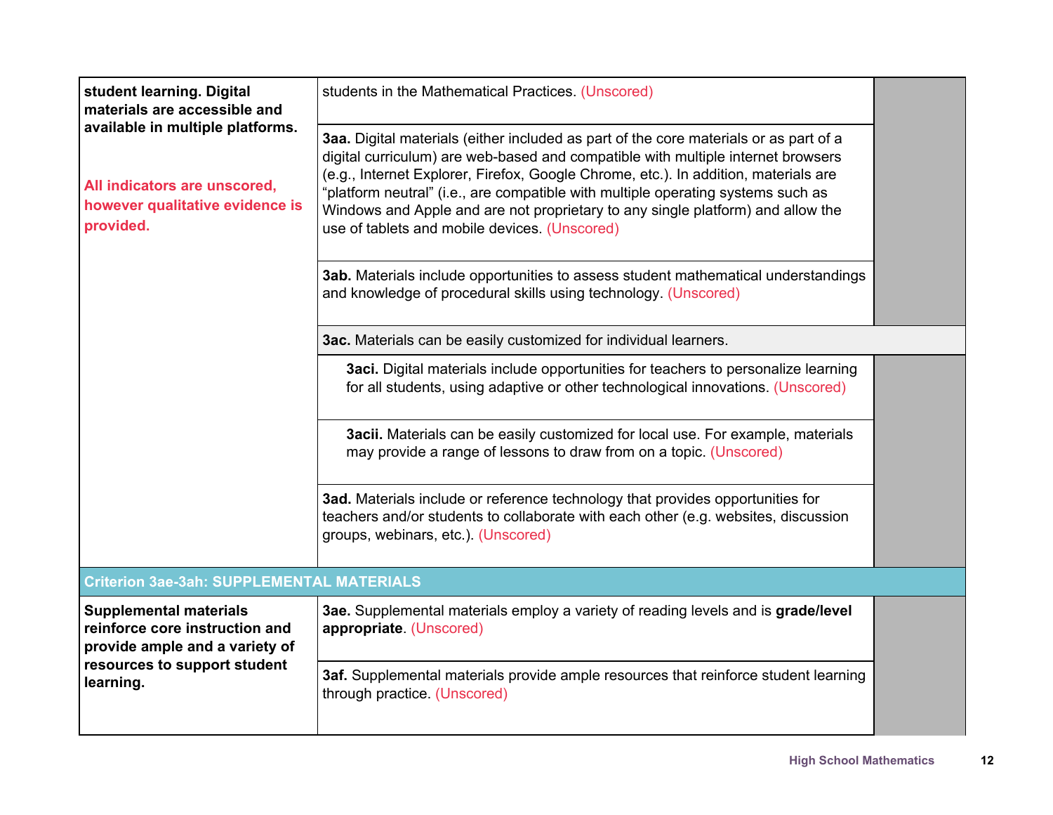| | | |
|---|---|---|
| **student learning. Digital materials are accessible and available in multiple platforms.**<br><br>**All indicators are unscored, however qualitative evidence is provided.** | students in the Mathematical Practices. (Unscored) | |
| | **3aa.** Digital materials (either included as part of the core materials or as part of a digital curriculum) are web-based and compatible with multiple internet browsers (e.g., Internet Explorer, Firefox, Google Chrome, etc.). In addition, materials are “platform neutral” (i.e., are compatible with multiple operating systems such as Windows and Apple and are not proprietary to any single platform) and allow the use of tablets and mobile devices. (Unscored) | |
| | **3ab.** Materials include opportunities to assess student mathematical understandings and knowledge of procedural skills using technology. (Unscored) | |
| | **3ac.** Materials can be easily customized for individual learners. | |
| | **3aci.** Digital materials include opportunities for teachers to personalize learning for all students, using adaptive or other technological innovations. (Unscored) | |
| | **3acii.** Materials can be easily customized for local use. For example, materials may provide a range of lessons to draw from on a topic. (Unscored) | |
| | **3ad.** Materials include or reference technology that provides opportunities for teachers and/or students to collaborate with each other (e.g. websites, discussion groups, webinars, etc.). (Unscored) | |
| **Criterion 3ae-3ah: SUPPLEMENTAL MATERIALS** | | |
| **Supplemental materials reinforce core instruction and provide ample and a variety of resources to support student learning.** | **3ae.** Supplemental materials employ a variety of reading levels and is **grade/level appropriate**. (Unscored) | |
| | **3af.** Supplemental materials provide ample resources that reinforce student learning through practice. (Unscored) | |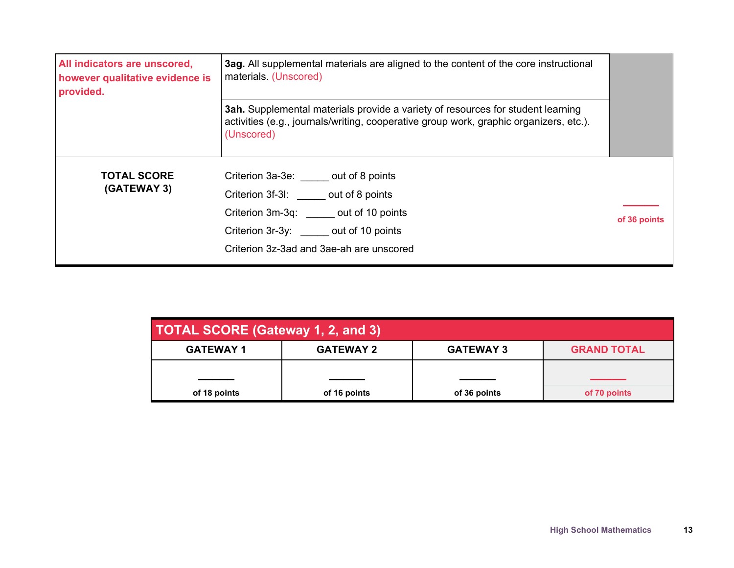| | | |
|---|---|---|
| **All indicators are unscored, however qualitative evidence is provided.** | **3ag.** All supplemental materials are aligned to the content of the core instructional materials. (Unscored) | |
| | **3ah.** Supplemental materials provide a variety of resources for student learning activities (e.g., journals/writing, cooperative group work, graphic organizers, etc.). (Unscored) | |
| **TOTAL SCORE (GATEWAY 3)** | Criterion 3a-3e: _____ out of 8 points<br>Criterion 3f-3l: _____ out of 8 points<br>Criterion 3m-3q: _____ out of 10 points<br>Criterion 3r-3y: _____ out of 10 points<br>Criterion 3z-3ad and 3ae-ah are unscored | _____ **of 36 points** |

| **TOTAL SCORE (Gateway 1, 2, and 3)** | | | |
|---|---|---|---|
| **GATEWAY 1** | **GATEWAY 2** | **GATEWAY 3** | **GRAND TOTAL** |
| _____ **of 18 points** | _____ **of 16 points** | _____ **of 36 points** | _____ **of 70 points** |